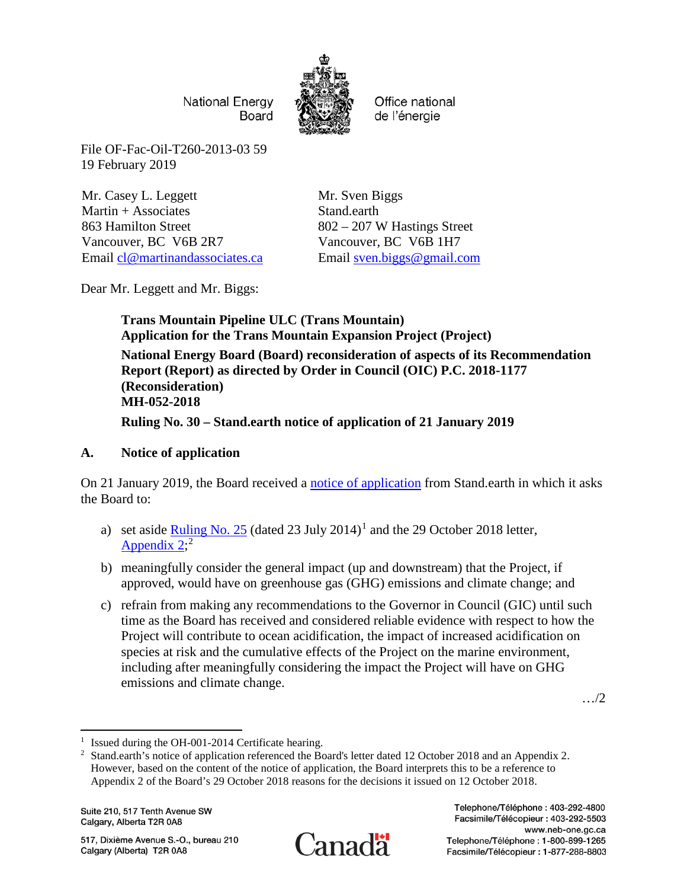National Energy Board

Office national de l'énergie

File OF-Fac-Oil-T260-2013-03 59
19 February 2019

Mr. Casey L. Leggett
Martin + Associates
863 Hamilton Street
Vancouver, BC V6B 2R7
Email cl@martinandassociates.ca

Mr. Sven Biggs
Stand.earth
802 – 207 W Hastings Street
Vancouver, BC V6B 1H7
Email sven.biggs@gmail.com

Dear Mr. Leggett and Mr. Biggs:

**Trans Mountain Pipeline ULC (Trans Mountain)**
**Application for the Trans Mountain Expansion Project (Project)**
**National Energy Board (Board) reconsideration of aspects of its Recommendation Report (Report) as directed by Order in Council (OIC) P.C. 2018-1177 (Reconsideration)**
**MH-052-2018**
**Ruling No. 30 – Stand.earth notice of application of 21 January 2019**

## A. Notice of application

On 21 January 2019, the Board received a notice of application from Stand.earth in which it asks the Board to:

a) set aside Ruling No. 25 (dated 23 July 2014)[1] and the 29 October 2018 letter, Appendix 2;[2]

b) meaningfully consider the general impact (up and downstream) that the Project, if approved, would have on greenhouse gas (GHG) emissions and climate change; and

c) refrain from making any recommendations to the Governor in Council (GIC) until such time as the Board has received and considered reliable evidence with respect to how the Project will contribute to ocean acidification, the impact of increased acidification on species at risk and the cumulative effects of the Project on the marine environment, including after meaningfully considering the impact the Project will have on GHG emissions and climate change.

…/2

[1] Issued during the OH-001-2014 Certificate hearing.

[2] Stand.earth's notice of application referenced the Board's letter dated 12 October 2018 and an Appendix 2. However, based on the content of the notice of application, the Board interprets this to be a reference to Appendix 2 of the Board's 29 October 2018 reasons for the decisions it issued on 12 October 2018.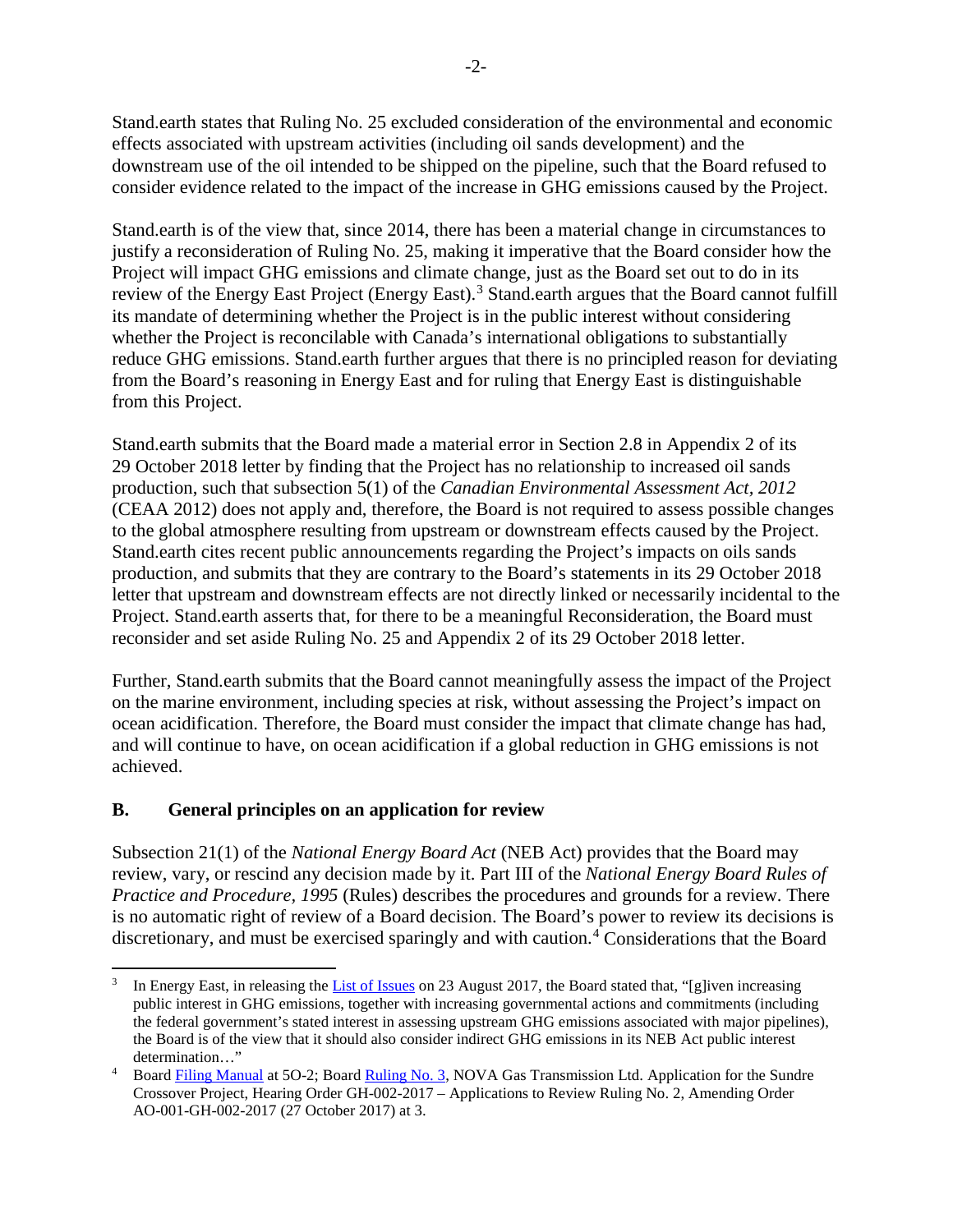Stand.earth states that Ruling No. 25 excluded consideration of the environmental and economic effects associated with upstream activities (including oil sands development) and the downstream use of the oil intended to be shipped on the pipeline, such that the Board refused to consider evidence related to the impact of the increase in GHG emissions caused by the Project.

Stand.earth is of the view that, since 2014, there has been a material change in circumstances to justify a reconsideration of Ruling No. 25, making it imperative that the Board consider how the Project will impact GHG emissions and climate change, just as the Board set out to do in its review of the Energy East Project (Energy East).[3] Stand.earth argues that the Board cannot fulfill its mandate of determining whether the Project is in the public interest without considering whether the Project is reconcilable with Canada's international obligations to substantially reduce GHG emissions. Stand.earth further argues that there is no principled reason for deviating from the Board's reasoning in Energy East and for ruling that Energy East is distinguishable from this Project.

Stand.earth submits that the Board made a material error in Section 2.8 in Appendix 2 of its 29 October 2018 letter by finding that the Project has no relationship to increased oil sands production, such that subsection 5(1) of the *Canadian Environmental Assessment Act, 2012* (CEAA 2012) does not apply and, therefore, the Board is not required to assess possible changes to the global atmosphere resulting from upstream or downstream effects caused by the Project. Stand.earth cites recent public announcements regarding the Project's impacts on oils sands production, and submits that they are contrary to the Board's statements in its 29 October 2018 letter that upstream and downstream effects are not directly linked or necessarily incidental to the Project. Stand.earth asserts that, for there to be a meaningful Reconsideration, the Board must reconsider and set aside Ruling No. 25 and Appendix 2 of its 29 October 2018 letter.

Further, Stand.earth submits that the Board cannot meaningfully assess the impact of the Project on the marine environment, including species at risk, without assessing the Project's impact on ocean acidification. Therefore, the Board must consider the impact that climate change has had, and will continue to have, on ocean acidification if a global reduction in GHG emissions is not achieved.

## B. General principles on an application for review

Subsection 21(1) of the *National Energy Board Act* (NEB Act) provides that the Board may review, vary, or rescind any decision made by it. Part III of the *National Energy Board Rules of Practice and Procedure, 1995* (Rules) describes the procedures and grounds for a review. There is no automatic right of review of a Board decision. The Board's power to review its decisions is discretionary, and must be exercised sparingly and with caution.[4] Considerations that the Board

---

[3] In Energy East, in releasing the List of Issues on 23 August 2017, the Board stated that, "[g]iven increasing public interest in GHG emissions, together with increasing governmental actions and commitments (including the federal government's stated interest in assessing upstream GHG emissions associated with major pipelines), the Board is of the view that it should also consider indirect GHG emissions in its NEB Act public interest determination…"

[4] Board Filing Manual at 5O-2; Board Ruling No. 3, NOVA Gas Transmission Ltd. Application for the Sundre Crossover Project, Hearing Order GH-002-2017 – Applications to Review Ruling No. 2, Amending Order AO-001-GH-002-2017 (27 October 2017) at 3.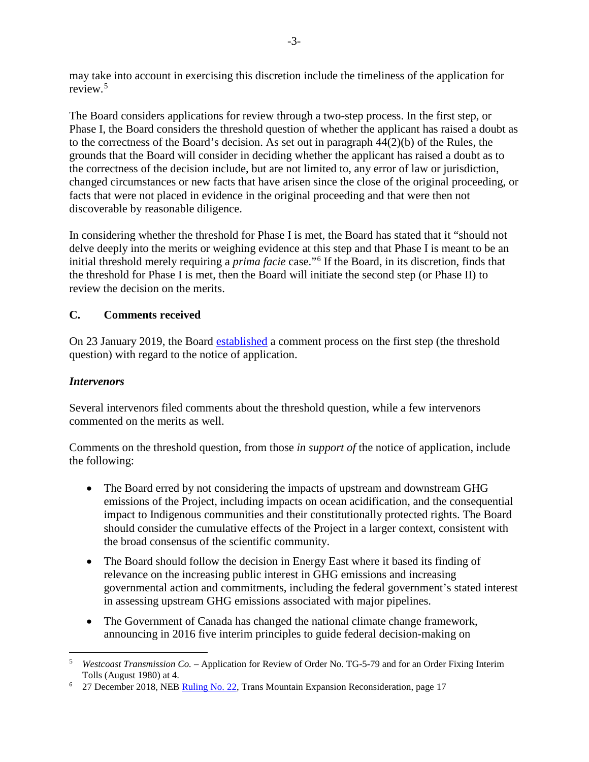may take into account in exercising this discretion include the timeliness of the application for review.[5]

The Board considers applications for review through a two-step process. In the first step, or Phase I, the Board considers the threshold question of whether the applicant has raised a doubt as to the correctness of the Board's decision. As set out in paragraph 44(2)(b) of the Rules, the grounds that the Board will consider in deciding whether the applicant has raised a doubt as to the correctness of the decision include, but are not limited to, any error of law or jurisdiction, changed circumstances or new facts that have arisen since the close of the original proceeding, or facts that were not placed in evidence in the original proceeding and that were then not discoverable by reasonable diligence.

In considering whether the threshold for Phase I is met, the Board has stated that it "should not delve deeply into the merits or weighing evidence at this step and that Phase I is meant to be an initial threshold merely requiring a *prima facie* case."[6] If the Board, in its discretion, finds that the threshold for Phase I is met, then the Board will initiate the second step (or Phase II) to review the decision on the merits.

## C. Comments received

On 23 January 2019, the Board established a comment process on the first step (the threshold question) with regard to the notice of application.

### *Intervenors*

Several intervenors filed comments about the threshold question, while a few intervenors commented on the merits as well.

Comments on the threshold question, from those *in support of* the notice of application, include the following:

- The Board erred by not considering the impacts of upstream and downstream GHG emissions of the Project, including impacts on ocean acidification, and the consequential impact to Indigenous communities and their constitutionally protected rights. The Board should consider the cumulative effects of the Project in a larger context, consistent with the broad consensus of the scientific community.
- The Board should follow the decision in Energy East where it based its finding of relevance on the increasing public interest in GHG emissions and increasing governmental action and commitments, including the federal government's stated interest in assessing upstream GHG emissions associated with major pipelines.
- The Government of Canada has changed the national climate change framework, announcing in 2016 five interim principles to guide federal decision-making on

---

[5] *Westcoast Transmission Co.* – Application for Review of Order No. TG-5-79 and for an Order Fixing Interim Tolls (August 1980) at 4.

[6] 27 December 2018, NEB Ruling No. 22, Trans Mountain Expansion Reconsideration, page 17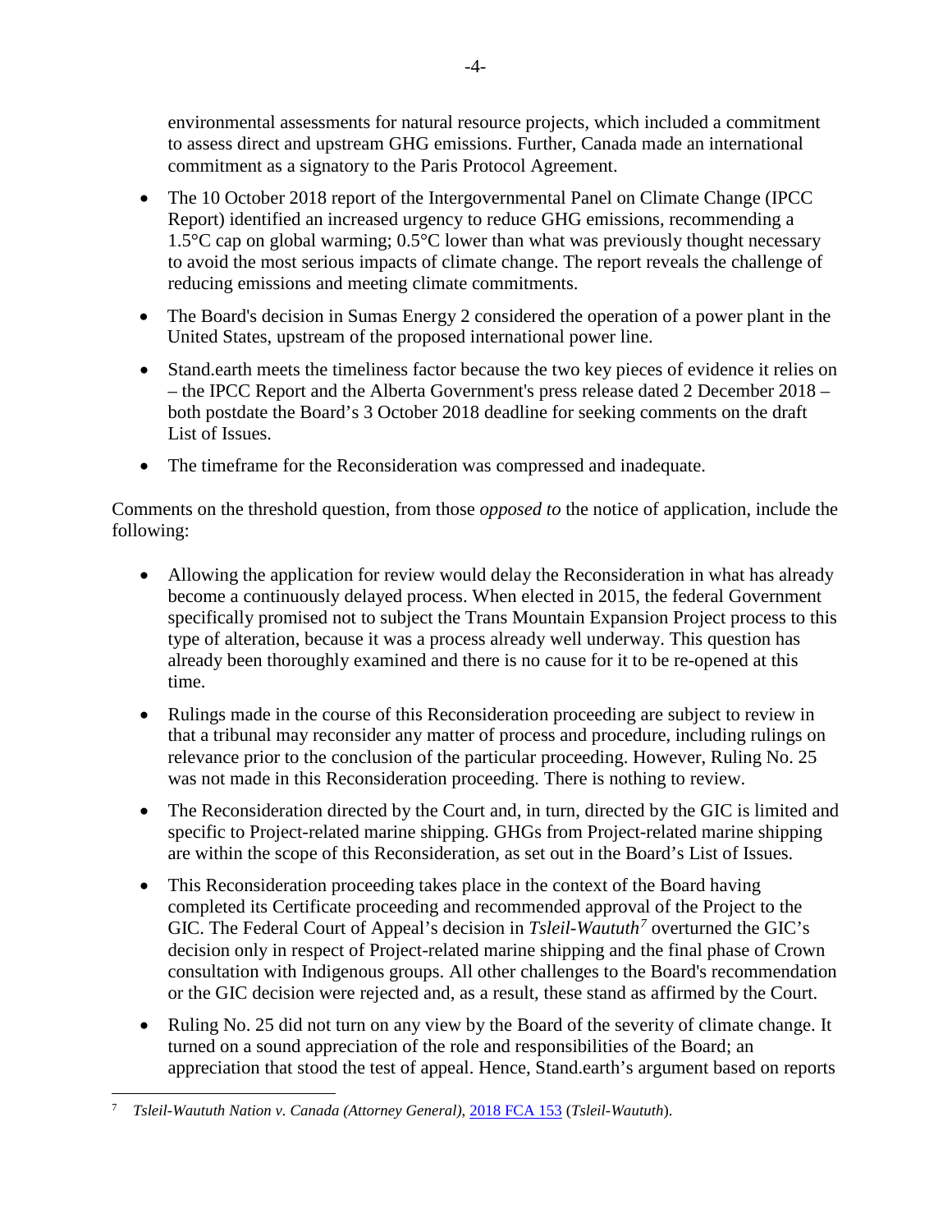environmental assessments for natural resource projects, which included a commitment to assess direct and upstream GHG emissions. Further, Canada made an international commitment as a signatory to the Paris Protocol Agreement.

- The 10 October 2018 report of the Intergovernmental Panel on Climate Change (IPCC Report) identified an increased urgency to reduce GHG emissions, recommending a 1.5°C cap on global warming; 0.5°C lower than what was previously thought necessary to avoid the most serious impacts of climate change. The report reveals the challenge of reducing emissions and meeting climate commitments.
- The Board's decision in Sumas Energy 2 considered the operation of a power plant in the United States, upstream of the proposed international power line.
- Stand.earth meets the timeliness factor because the two key pieces of evidence it relies on – the IPCC Report and the Alberta Government's press release dated 2 December 2018 – both postdate the Board's 3 October 2018 deadline for seeking comments on the draft List of Issues.
- The timeframe for the Reconsideration was compressed and inadequate.

Comments on the threshold question, from those *opposed to* the notice of application, include the following:

- Allowing the application for review would delay the Reconsideration in what has already become a continuously delayed process. When elected in 2015, the federal Government specifically promised not to subject the Trans Mountain Expansion Project process to this type of alteration, because it was a process already well underway. This question has already been thoroughly examined and there is no cause for it to be re-opened at this time.
- Rulings made in the course of this Reconsideration proceeding are subject to review in that a tribunal may reconsider any matter of process and procedure, including rulings on relevance prior to the conclusion of the particular proceeding. However, Ruling No. 25 was not made in this Reconsideration proceeding. There is nothing to review.
- The Reconsideration directed by the Court and, in turn, directed by the GIC is limited and specific to Project-related marine shipping. GHGs from Project-related marine shipping are within the scope of this Reconsideration, as set out in the Board's List of Issues.
- This Reconsideration proceeding takes place in the context of the Board having completed its Certificate proceeding and recommended approval of the Project to the GIC. The Federal Court of Appeal's decision in *Tsleil-Waututh*[7] overturned the GIC's decision only in respect of Project-related marine shipping and the final phase of Crown consultation with Indigenous groups. All other challenges to the Board's recommendation or the GIC decision were rejected and, as a result, these stand as affirmed by the Court.
- Ruling No. 25 did not turn on any view by the Board of the severity of climate change. It turned on a sound appreciation of the role and responsibilities of the Board; an appreciation that stood the test of appeal. Hence, Stand.earth's argument based on reports

[7] *Tsleil-Waututh Nation v. Canada (Attorney General)*, 2018 FCA 153 (*Tsleil-Waututh*).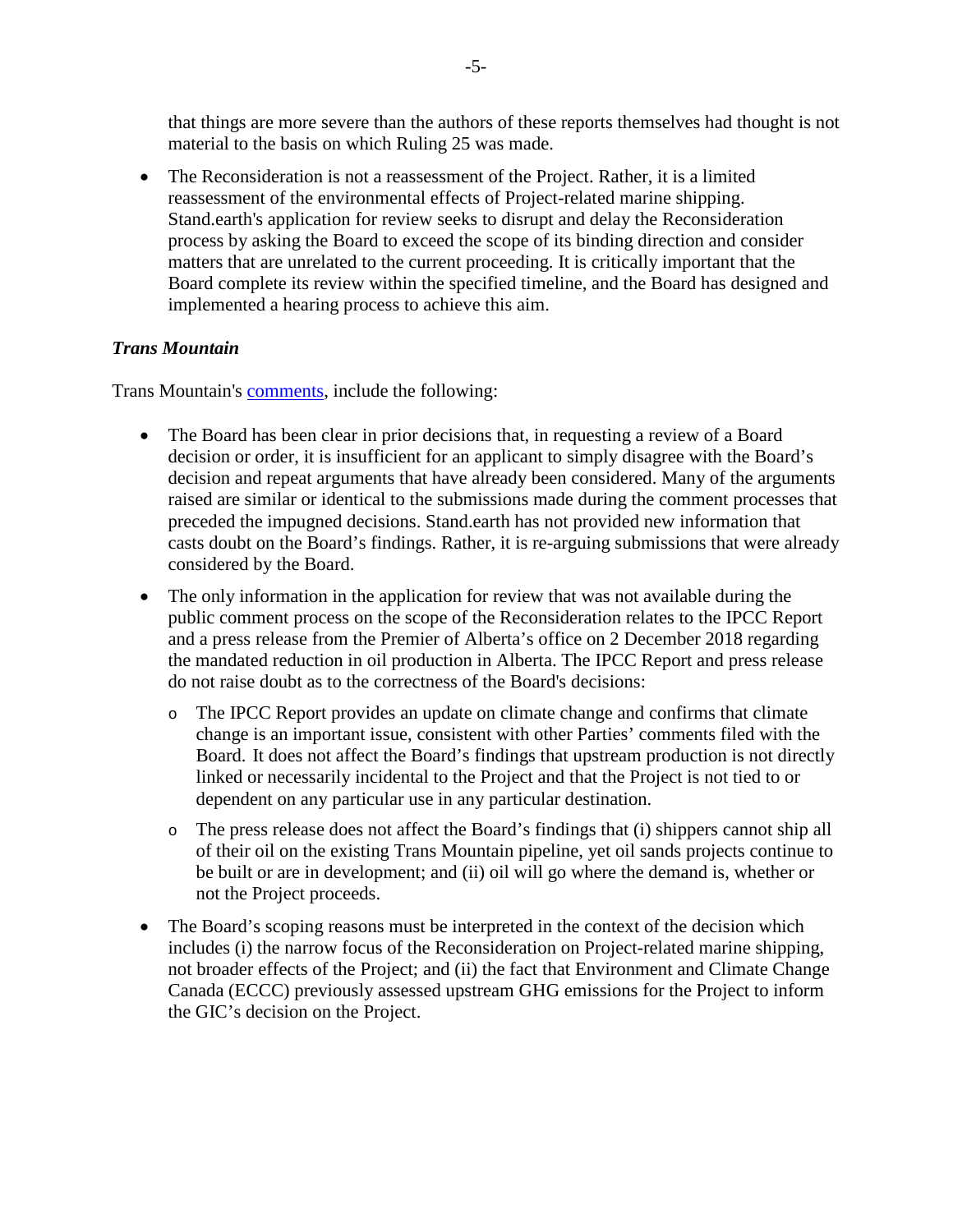that things are more severe than the authors of these reports themselves had thought is not material to the basis on which Ruling 25 was made.

- The Reconsideration is not a reassessment of the Project. Rather, it is a limited reassessment of the environmental effects of Project-related marine shipping. Stand.earth's application for review seeks to disrupt and delay the Reconsideration process by asking the Board to exceed the scope of its binding direction and consider matters that are unrelated to the current proceeding. It is critically important that the Board complete its review within the specified timeline, and the Board has designed and implemented a hearing process to achieve this aim.

***Trans Mountain***

Trans Mountain's comments, include the following:

- The Board has been clear in prior decisions that, in requesting a review of a Board decision or order, it is insufficient for an applicant to simply disagree with the Board's decision and repeat arguments that have already been considered. Many of the arguments raised are similar or identical to the submissions made during the comment processes that preceded the impugned decisions. Stand.earth has not provided new information that casts doubt on the Board's findings. Rather, it is re-arguing submissions that were already considered by the Board.
- The only information in the application for review that was not available during the public comment process on the scope of the Reconsideration relates to the IPCC Report and a press release from the Premier of Alberta's office on 2 December 2018 regarding the mandated reduction in oil production in Alberta. The IPCC Report and press release do not raise doubt as to the correctness of the Board's decisions:
  - The IPCC Report provides an update on climate change and confirms that climate change is an important issue, consistent with other Parties' comments filed with the Board. It does not affect the Board's findings that upstream production is not directly linked or necessarily incidental to the Project and that the Project is not tied to or dependent on any particular use in any particular destination.
  - The press release does not affect the Board's findings that (i) shippers cannot ship all of their oil on the existing Trans Mountain pipeline, yet oil sands projects continue to be built or are in development; and (ii) oil will go where the demand is, whether or not the Project proceeds.
- The Board's scoping reasons must be interpreted in the context of the decision which includes (i) the narrow focus of the Reconsideration on Project-related marine shipping, not broader effects of the Project; and (ii) the fact that Environment and Climate Change Canada (ECCC) previously assessed upstream GHG emissions for the Project to inform the GIC's decision on the Project.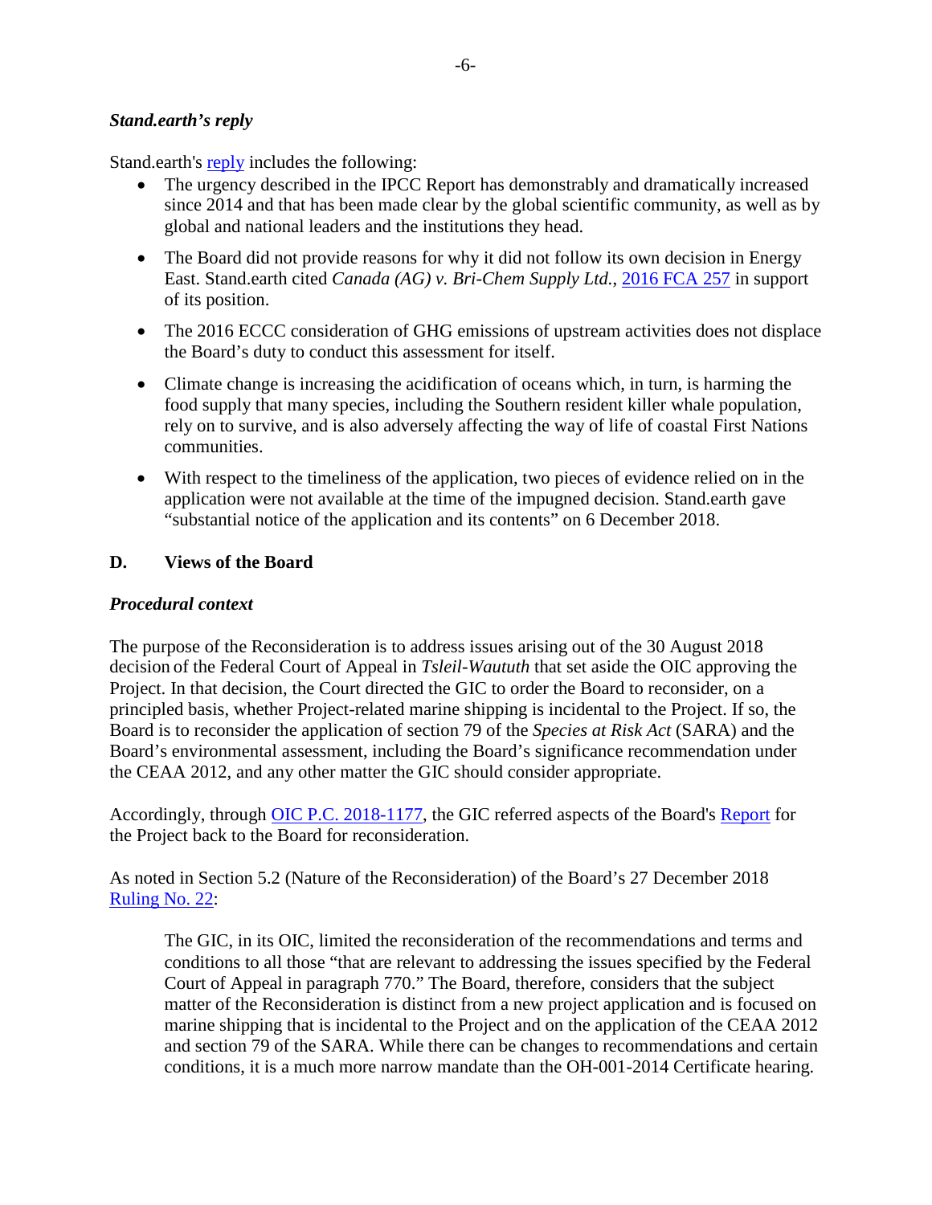### *Stand.earth's reply*

Stand.earth's reply includes the following:

- The urgency described in the IPCC Report has demonstrably and dramatically increased since 2014 and that has been made clear by the global scientific community, as well as by global and national leaders and the institutions they head.
- The Board did not provide reasons for why it did not follow its own decision in Energy East. Stand.earth cited *Canada (AG) v. Bri-Chem Supply Ltd.*, 2016 FCA 257 in support of its position.
- The 2016 ECCC consideration of GHG emissions of upstream activities does not displace the Board's duty to conduct this assessment for itself.
- Climate change is increasing the acidification of oceans which, in turn, is harming the food supply that many species, including the Southern resident killer whale population, rely on to survive, and is also adversely affecting the way of life of coastal First Nations communities.
- With respect to the timeliness of the application, two pieces of evidence relied on in the application were not available at the time of the impugned decision. Stand.earth gave "substantial notice of the application and its contents" on 6 December 2018.

## D. Views of the Board

### *Procedural context*

The purpose of the Reconsideration is to address issues arising out of the 30 August 2018 decision of the Federal Court of Appeal in *Tsleil-Waututh* that set aside the OIC approving the Project. In that decision, the Court directed the GIC to order the Board to reconsider, on a principled basis, whether Project-related marine shipping is incidental to the Project. If so, the Board is to reconsider the application of section 79 of the *Species at Risk Act* (SARA) and the Board's environmental assessment, including the Board's significance recommendation under the CEAA 2012, and any other matter the GIC should consider appropriate.

Accordingly, through OIC P.C. 2018-1177, the GIC referred aspects of the Board's Report for the Project back to the Board for reconsideration.

As noted in Section 5.2 (Nature of the Reconsideration) of the Board's 27 December 2018 Ruling No. 22:

> The GIC, in its OIC, limited the reconsideration of the recommendations and terms and conditions to all those "that are relevant to addressing the issues specified by the Federal Court of Appeal in paragraph 770." The Board, therefore, considers that the subject matter of the Reconsideration is distinct from a new project application and is focused on marine shipping that is incidental to the Project and on the application of the CEAA 2012 and section 79 of the SARA. While there can be changes to recommendations and certain conditions, it is a much more narrow mandate than the OH-001-2014 Certificate hearing.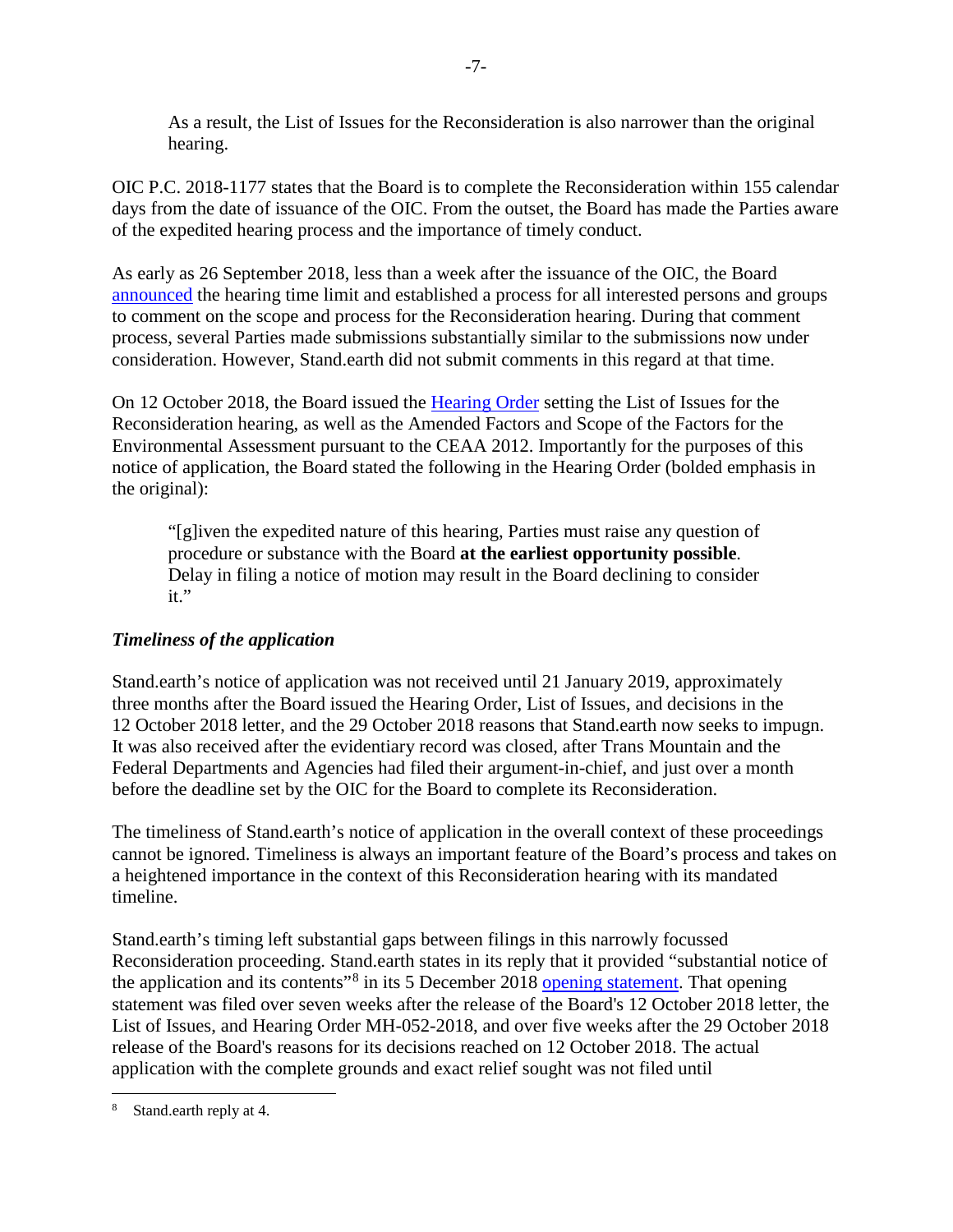As a result, the List of Issues for the Reconsideration is also narrower than the original hearing.

OIC P.C. 2018-1177 states that the Board is to complete the Reconsideration within 155 calendar days from the date of issuance of the OIC. From the outset, the Board has made the Parties aware of the expedited hearing process and the importance of timely conduct.

As early as 26 September 2018, less than a week after the issuance of the OIC, the Board announced the hearing time limit and established a process for all interested persons and groups to comment on the scope and process for the Reconsideration hearing. During that comment process, several Parties made submissions substantially similar to the submissions now under consideration. However, Stand.earth did not submit comments in this regard at that time.

On 12 October 2018, the Board issued the Hearing Order setting the List of Issues for the Reconsideration hearing, as well as the Amended Factors and Scope of the Factors for the Environmental Assessment pursuant to the CEAA 2012. Importantly for the purposes of this notice of application, the Board stated the following in the Hearing Order (bolded emphasis in the original):

> "[g]iven the expedited nature of this hearing, Parties must raise any question of procedure or substance with the Board **at the earliest opportunity possible**. Delay in filing a notice of motion may result in the Board declining to consider it."

### *Timeliness of the application*

Stand.earth's notice of application was not received until 21 January 2019, approximately three months after the Board issued the Hearing Order, List of Issues, and decisions in the 12 October 2018 letter, and the 29 October 2018 reasons that Stand.earth now seeks to impugn. It was also received after the evidentiary record was closed, after Trans Mountain and the Federal Departments and Agencies had filed their argument-in-chief, and just over a month before the deadline set by the OIC for the Board to complete its Reconsideration.

The timeliness of Stand.earth's notice of application in the overall context of these proceedings cannot be ignored. Timeliness is always an important feature of the Board's process and takes on a heightened importance in the context of this Reconsideration hearing with its mandated timeline.

Stand.earth's timing left substantial gaps between filings in this narrowly focussed Reconsideration proceeding. Stand.earth states in its reply that it provided "substantial notice of the application and its contents"[8] in its 5 December 2018 opening statement. That opening statement was filed over seven weeks after the release of the Board's 12 October 2018 letter, the List of Issues, and Hearing Order MH-052-2018, and over five weeks after the 29 October 2018 release of the Board's reasons for its decisions reached on 12 October 2018. The actual application with the complete grounds and exact relief sought was not filed until

---

[8] Stand.earth reply at 4.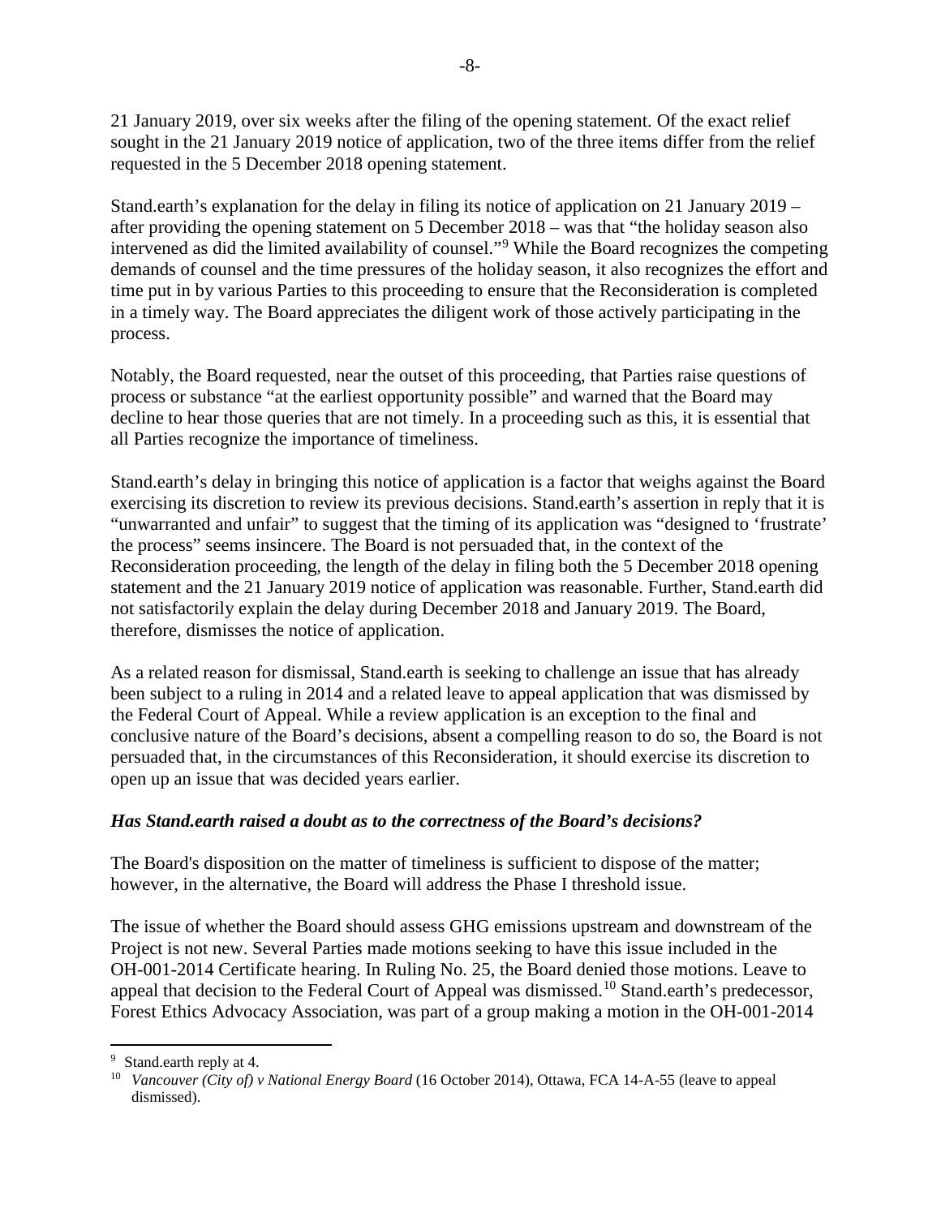21 January 2019, over six weeks after the filing of the opening statement. Of the exact relief sought in the 21 January 2019 notice of application, two of the three items differ from the relief requested in the 5 December 2018 opening statement.

Stand.earth's explanation for the delay in filing its notice of application on 21 January 2019 – after providing the opening statement on 5 December 2018 – was that "the holiday season also intervened as did the limited availability of counsel."[9] While the Board recognizes the competing demands of counsel and the time pressures of the holiday season, it also recognizes the effort and time put in by various Parties to this proceeding to ensure that the Reconsideration is completed in a timely way. The Board appreciates the diligent work of those actively participating in the process.

Notably, the Board requested, near the outset of this proceeding, that Parties raise questions of process or substance "at the earliest opportunity possible" and warned that the Board may decline to hear those queries that are not timely. In a proceeding such as this, it is essential that all Parties recognize the importance of timeliness.

Stand.earth's delay in bringing this notice of application is a factor that weighs against the Board exercising its discretion to review its previous decisions. Stand.earth's assertion in reply that it is "unwarranted and unfair" to suggest that the timing of its application was "designed to 'frustrate' the process" seems insincere. The Board is not persuaded that, in the context of the Reconsideration proceeding, the length of the delay in filing both the 5 December 2018 opening statement and the 21 January 2019 notice of application was reasonable. Further, Stand.earth did not satisfactorily explain the delay during December 2018 and January 2019. The Board, therefore, dismisses the notice of application.

As a related reason for dismissal, Stand.earth is seeking to challenge an issue that has already been subject to a ruling in 2014 and a related leave to appeal application that was dismissed by the Federal Court of Appeal. While a review application is an exception to the final and conclusive nature of the Board's decisions, absent a compelling reason to do so, the Board is not persuaded that, in the circumstances of this Reconsideration, it should exercise its discretion to open up an issue that was decided years earlier.

***Has Stand.earth raised a doubt as to the correctness of the Board's decisions?***

The Board's disposition on the matter of timeliness is sufficient to dispose of the matter; however, in the alternative, the Board will address the Phase I threshold issue.

The issue of whether the Board should assess GHG emissions upstream and downstream of the Project is not new. Several Parties made motions seeking to have this issue included in the OH-001-2014 Certificate hearing. In Ruling No. 25, the Board denied those motions. Leave to appeal that decision to the Federal Court of Appeal was dismissed.[10] Stand.earth's predecessor, Forest Ethics Advocacy Association, was part of a group making a motion in the OH-001-2014

---

[9] Stand.earth reply at 4.

[10] *Vancouver (City of) v National Energy Board* (16 October 2014), Ottawa, FCA 14-A-55 (leave to appeal dismissed).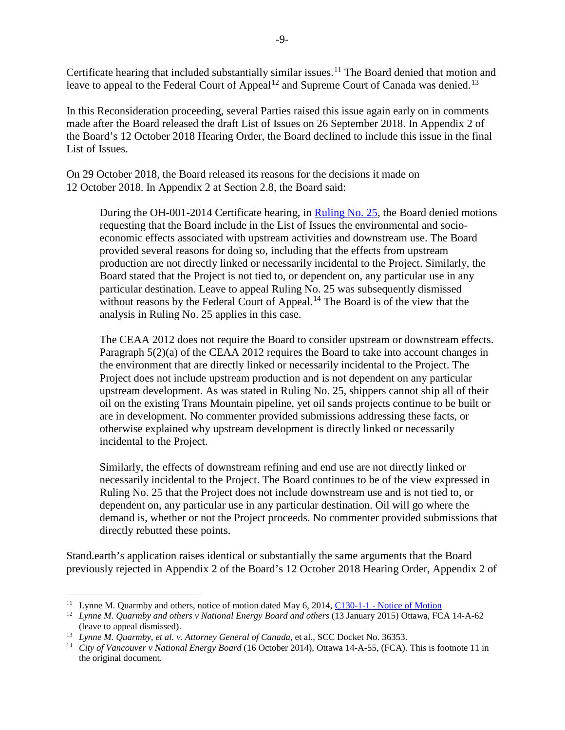Certificate hearing that included substantially similar issues.[11] The Board denied that motion and leave to appeal to the Federal Court of Appeal[12] and Supreme Court of Canada was denied.[13]

In this Reconsideration proceeding, several Parties raised this issue again early on in comments made after the Board released the draft List of Issues on 26 September 2018. In Appendix 2 of the Board's 12 October 2018 Hearing Order, the Board declined to include this issue in the final List of Issues.

On 29 October 2018, the Board released its reasons for the decisions it made on 12 October 2018. In Appendix 2 at Section 2.8, the Board said:

> During the OH-001-2014 Certificate hearing, in Ruling No. 25, the Board denied motions requesting that the Board include in the List of Issues the environmental and socio-economic effects associated with upstream activities and downstream use. The Board provided several reasons for doing so, including that the effects from upstream production are not directly linked or necessarily incidental to the Project. Similarly, the Board stated that the Project is not tied to, or dependent on, any particular use in any particular destination. Leave to appeal Ruling No. 25 was subsequently dismissed without reasons by the Federal Court of Appeal.[14] The Board is of the view that the analysis in Ruling No. 25 applies in this case.
>
> The CEAA 2012 does not require the Board to consider upstream or downstream effects. Paragraph 5(2)(a) of the CEAA 2012 requires the Board to take into account changes in the environment that are directly linked or necessarily incidental to the Project. The Project does not include upstream production and is not dependent on any particular upstream development. As was stated in Ruling No. 25, shippers cannot ship all of their oil on the existing Trans Mountain pipeline, yet oil sands projects continue to be built or are in development. No commenter provided submissions addressing these facts, or otherwise explained why upstream development is directly linked or necessarily incidental to the Project.
>
> Similarly, the effects of downstream refining and end use are not directly linked or necessarily incidental to the Project. The Board continues to be of the view expressed in Ruling No. 25 that the Project does not include downstream use and is not tied to, or dependent on, any particular use in any particular destination. Oil will go where the demand is, whether or not the Project proceeds. No commenter provided submissions that directly rebutted these points.

Stand.earth's application raises identical or substantially the same arguments that the Board previously rejected in Appendix 2 of the Board's 12 October 2018 Hearing Order, Appendix 2 of

---

[11] Lynne M. Quarmby and others, notice of motion dated May 6, 2014, C130-1-1 - Notice of Motion

[12] *Lynne M. Quarmby and others v National Energy Board and others* (13 January 2015) Ottawa, FCA 14-A-62 (leave to appeal dismissed).

[13] *Lynne M. Quarmby, et al. v. Attorney General of Canada*, et al., SCC Docket No. 36353.

[14] *City of Vancouver v National Energy Board* (16 October 2014), Ottawa 14-A-55, (FCA). This is footnote 11 in the original document.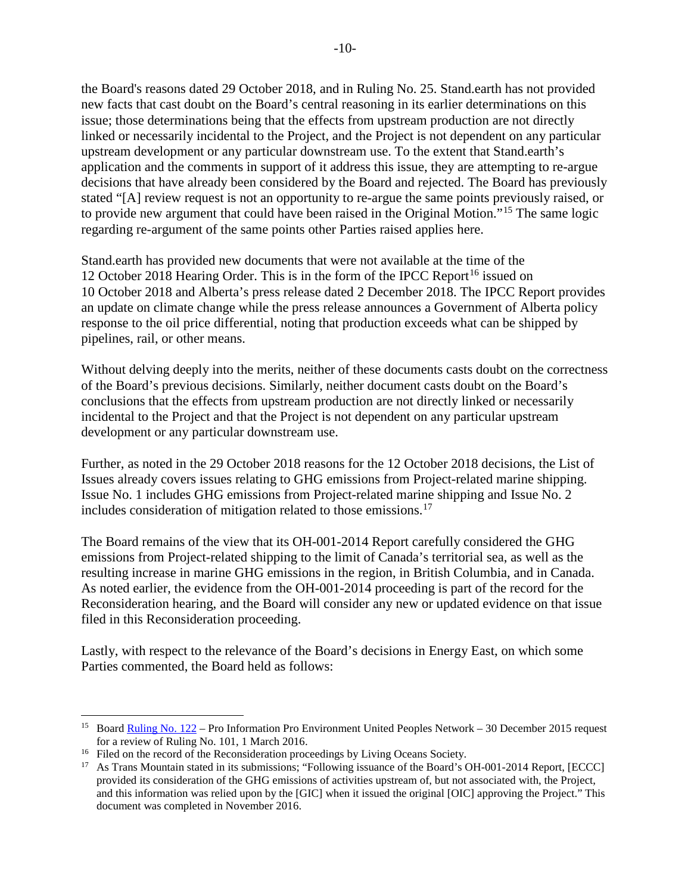the Board's reasons dated 29 October 2018, and in Ruling No. 25. Stand.earth has not provided new facts that cast doubt on the Board's central reasoning in its earlier determinations on this issue; those determinations being that the effects from upstream production are not directly linked or necessarily incidental to the Project, and the Project is not dependent on any particular upstream development or any particular downstream use. To the extent that Stand.earth's application and the comments in support of it address this issue, they are attempting to re-argue decisions that have already been considered by the Board and rejected. The Board has previously stated "[A] review request is not an opportunity to re-argue the same points previously raised, or to provide new argument that could have been raised in the Original Motion."[15] The same logic regarding re-argument of the same points other Parties raised applies here.

Stand.earth has provided new documents that were not available at the time of the 12 October 2018 Hearing Order. This is in the form of the IPCC Report[16] issued on 10 October 2018 and Alberta's press release dated 2 December 2018. The IPCC Report provides an update on climate change while the press release announces a Government of Alberta policy response to the oil price differential, noting that production exceeds what can be shipped by pipelines, rail, or other means.

Without delving deeply into the merits, neither of these documents casts doubt on the correctness of the Board's previous decisions. Similarly, neither document casts doubt on the Board's conclusions that the effects from upstream production are not directly linked or necessarily incidental to the Project and that the Project is not dependent on any particular upstream development or any particular downstream use.

Further, as noted in the 29 October 2018 reasons for the 12 October 2018 decisions, the List of Issues already covers issues relating to GHG emissions from Project-related marine shipping. Issue No. 1 includes GHG emissions from Project-related marine shipping and Issue No. 2 includes consideration of mitigation related to those emissions.[17]

The Board remains of the view that its OH-001-2014 Report carefully considered the GHG emissions from Project-related shipping to the limit of Canada's territorial sea, as well as the resulting increase in marine GHG emissions in the region, in British Columbia, and in Canada. As noted earlier, the evidence from the OH-001-2014 proceeding is part of the record for the Reconsideration hearing, and the Board will consider any new or updated evidence on that issue filed in this Reconsideration proceeding.

Lastly, with respect to the relevance of the Board's decisions in Energy East, on which some Parties commented, the Board held as follows:

---

[15] Board Ruling No. 122 – Pro Information Pro Environment United Peoples Network – 30 December 2015 request for a review of Ruling No. 101, 1 March 2016.

[16] Filed on the record of the Reconsideration proceedings by Living Oceans Society.

[17] As Trans Mountain stated in its submissions; "Following issuance of the Board's OH-001-2014 Report, [ECCC] provided its consideration of the GHG emissions of activities upstream of, but not associated with, the Project, and this information was relied upon by the [GIC] when it issued the original [OIC] approving the Project." This document was completed in November 2016.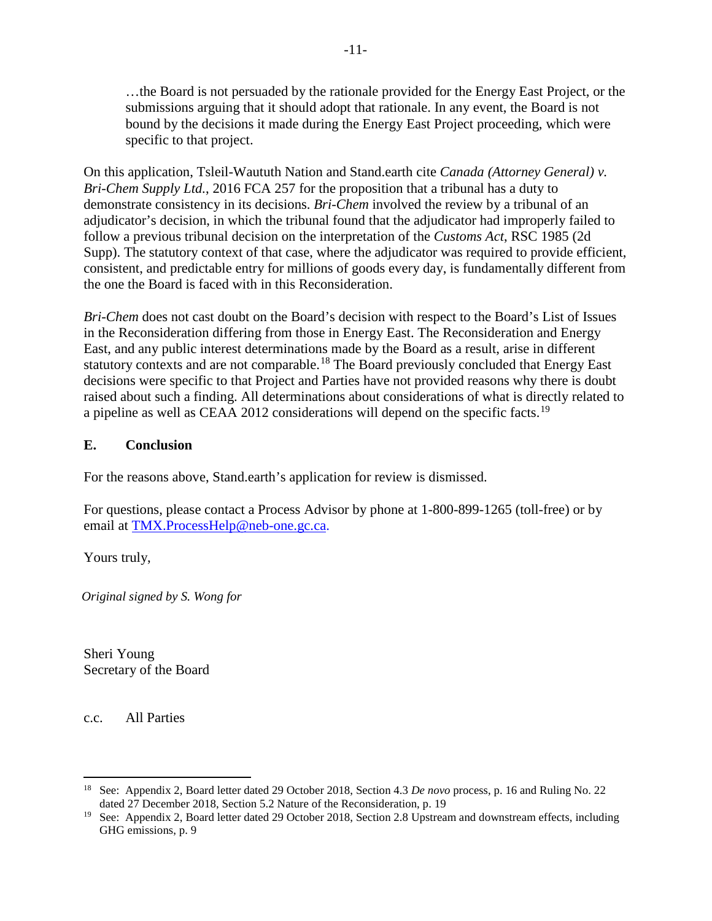> …the Board is not persuaded by the rationale provided for the Energy East Project, or the submissions arguing that it should adopt that rationale. In any event, the Board is not bound by the decisions it made during the Energy East Project proceeding, which were specific to that project.

On this application, Tsleil-Waututh Nation and Stand.earth cite *Canada (Attorney General) v. Bri-Chem Supply Ltd.*, 2016 FCA 257 for the proposition that a tribunal has a duty to demonstrate consistency in its decisions. *Bri-Chem* involved the review by a tribunal of an adjudicator's decision, in which the tribunal found that the adjudicator had improperly failed to follow a previous tribunal decision on the interpretation of the *Customs Act*, RSC 1985 (2d Supp). The statutory context of that case, where the adjudicator was required to provide efficient, consistent, and predictable entry for millions of goods every day, is fundamentally different from the one the Board is faced with in this Reconsideration.

*Bri-Chem* does not cast doubt on the Board's decision with respect to the Board's List of Issues in the Reconsideration differing from those in Energy East. The Reconsideration and Energy East, and any public interest determinations made by the Board as a result, arise in different statutory contexts and are not comparable.[18] The Board previously concluded that Energy East decisions were specific to that Project and Parties have not provided reasons why there is doubt raised about such a finding. All determinations about considerations of what is directly related to a pipeline as well as CEAA 2012 considerations will depend on the specific facts.[19]

## E. Conclusion

For the reasons above, Stand.earth's application for review is dismissed.

For questions, please contact a Process Advisor by phone at 1-800-899-1265 (toll-free) or by email at TMX.ProcessHelp@neb-one.gc.ca.

Yours truly,

*Original signed by S. Wong for*

Sheri Young
Secretary of the Board

c.c. All Parties

---

[18] See: Appendix 2, Board letter dated 29 October 2018, Section 4.3 *De novo* process, p. 16 and Ruling No. 22 dated 27 December 2018, Section 5.2 Nature of the Reconsideration, p. 19

[19] See: Appendix 2, Board letter dated 29 October 2018, Section 2.8 Upstream and downstream effects, including GHG emissions, p. 9